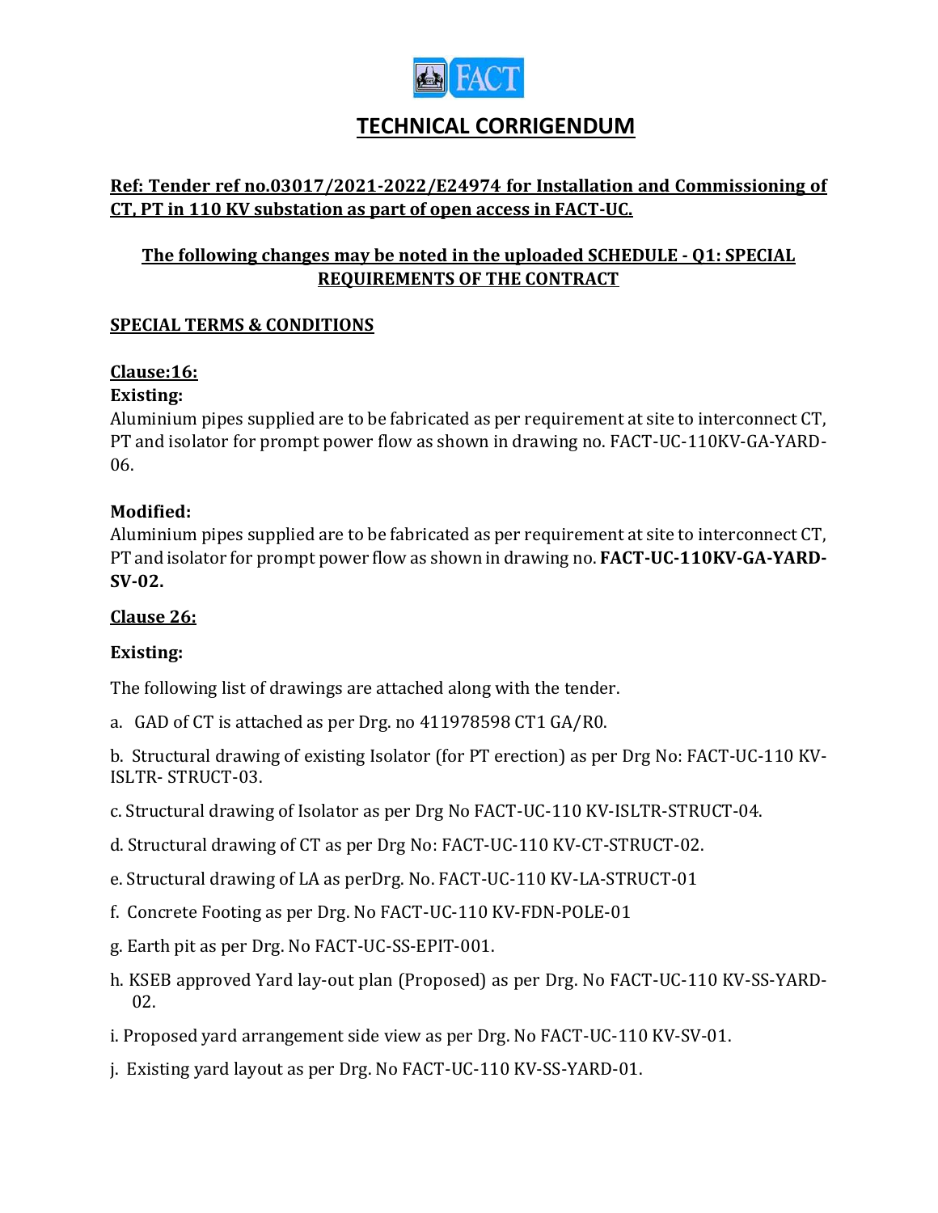# TECHNICAL CORRIGENDUM

**Ref: Tender ref no.03017/2021-2022/E24974 for Installation and Commissioning of CT, PT in 110 KV substation as part of open access in FACT-UC.**

**The following changes may be noted in the uploaded SCHEDULE - Q1: SPECIAL REQUIREMENTS OF THE CONTRACT**

## SPECIAL TERMS & CONDITIONS

### Clause:16:

**Existing:**

Aluminium pipes supplied are to be fabricated as per requirement at site to interconnect CT, PT and isolator for prompt power flow as shown in drawing no. FACT-UC-110KV-GA-YARD-06.

**Modified:**

Aluminium pipes supplied are to be fabricated as per requirement at site to interconnect CT, PT and isolator for prompt power flow as shown in drawing no. **FACT-UC-110KV-GA-YARD-SV-02.**

### Clause 26:

**Existing:**

The following list of drawings are attached along with the tender.

a. GAD of CT is attached as per Drg. no 411978598 CT1 GA/R0.

b. Structural drawing of existing Isolator (for PT erection) as per Drg No: FACT-UC-110 KV-ISLTR- STRUCT-03.

c. Structural drawing of Isolator as per Drg No FACT-UC-110 KV-ISLTR-STRUCT-04.

d. Structural drawing of CT as per Drg No: FACT-UC-110 KV-CT-STRUCT-02.

e. Structural drawing of LA as perDrg. No. FACT-UC-110 KV-LA-STRUCT-01

f. Concrete Footing as per Drg. No FACT-UC-110 KV-FDN-POLE-01

g. Earth pit as per Drg. No FACT-UC-SS-EPIT-001.

h. KSEB approved Yard lay-out plan (Proposed) as per Drg. No FACT-UC-110 KV-SS-YARD-02.

i. Proposed yard arrangement side view as per Drg. No FACT-UC-110 KV-SV-01.

j. Existing yard layout as per Drg. No FACT-UC-110 KV-SS-YARD-01.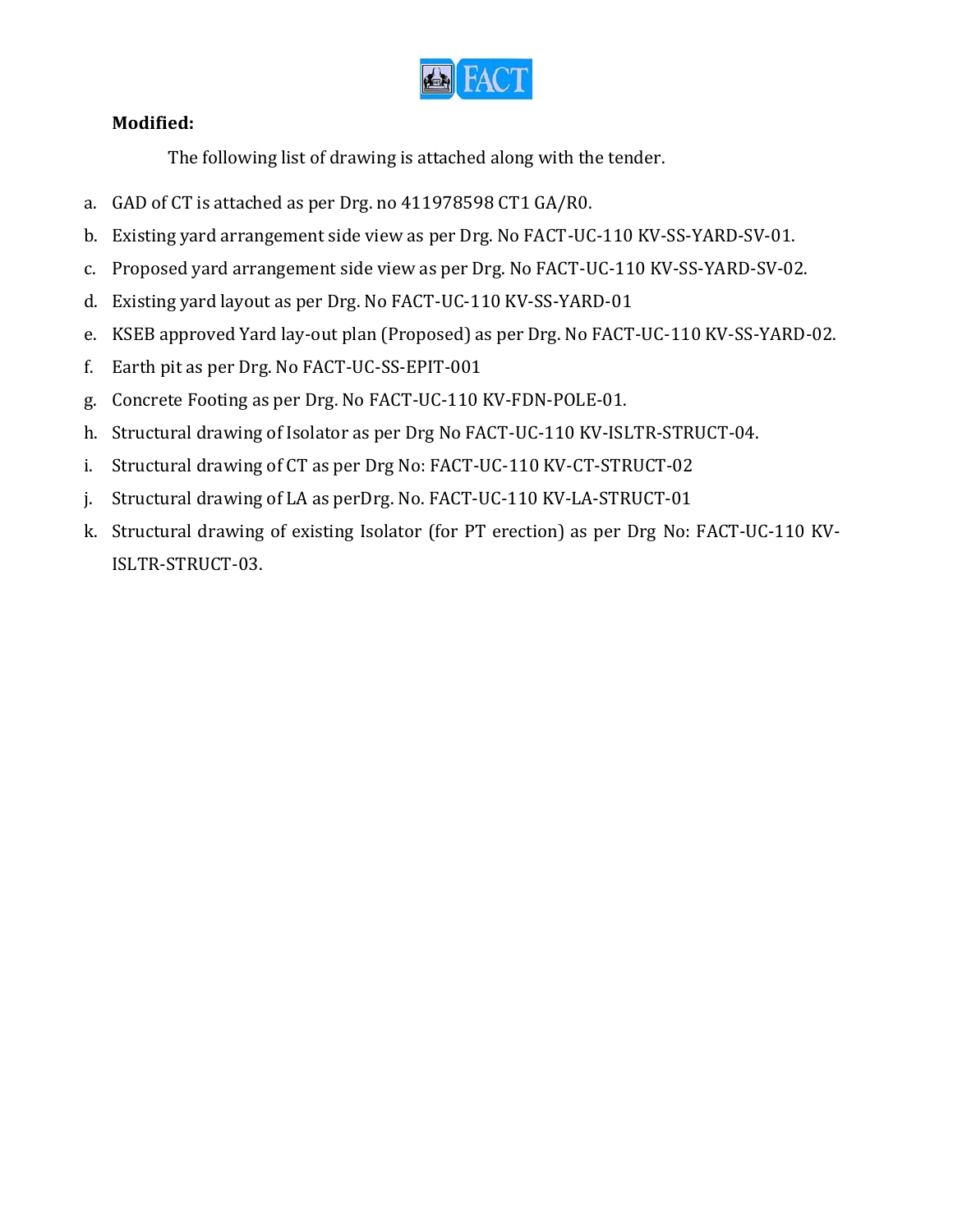**Modified:**

The following list of drawing is attached along with the tender.

a. GAD of CT is attached as per Drg. no 411978598 CT1 GA/R0.
b. Existing yard arrangement side view as per Drg. No FACT-UC-110 KV-SS-YARD-SV-01.
c. Proposed yard arrangement side view as per Drg. No FACT-UC-110 KV-SS-YARD-SV-02.
d. Existing yard layout as per Drg. No FACT-UC-110 KV-SS-YARD-01
e. KSEB approved Yard lay-out plan (Proposed) as per Drg. No FACT-UC-110 KV-SS-YARD-02.
f. Earth pit as per Drg. No FACT-UC-SS-EPIT-001
g. Concrete Footing as per Drg. No FACT-UC-110 KV-FDN-POLE-01.
h. Structural drawing of Isolator as per Drg No FACT-UC-110 KV-ISLTR-STRUCT-04.
i. Structural drawing of CT as per Drg No: FACT-UC-110 KV-CT-STRUCT-02
j. Structural drawing of LA as perDrg. No. FACT-UC-110 KV-LA-STRUCT-01
k. Structural drawing of existing Isolator (for PT erection) as per Drg No: FACT-UC-110 KV-ISLTR-STRUCT-03.